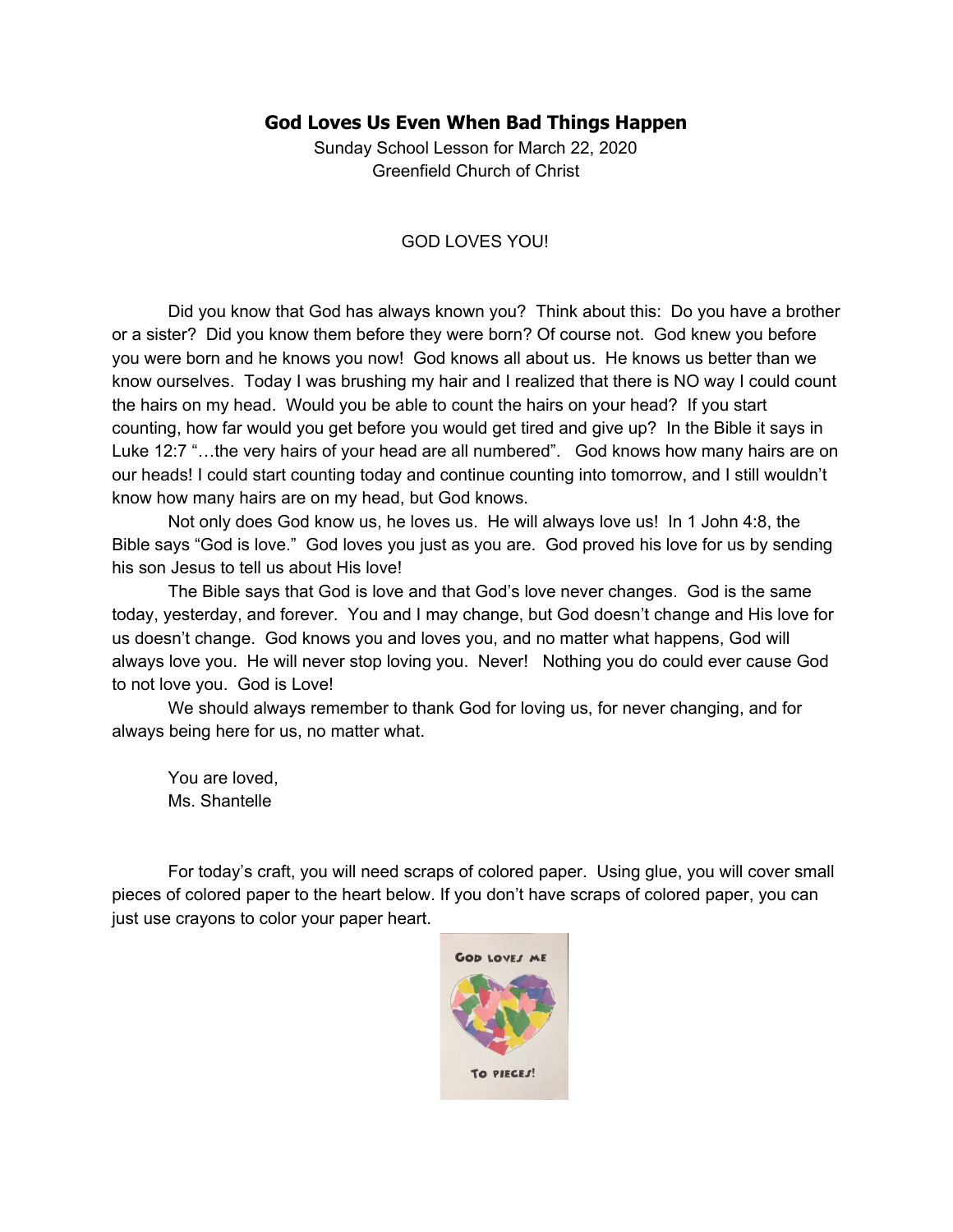# God Loves Us Even When Bad Things Happen

Sunday School Lesson for March 22, 2020
Greenfield Church of Christ

GOD LOVES YOU!

Did you know that God has always known you? Think about this: Do you have a brother or a sister? Did you know them before they were born? Of course not. God knew you before you were born and he knows you now! God knows all about us. He knows us better than we know ourselves. Today I was brushing my hair and I realized that there is NO way I could count the hairs on my head. Would you be able to count the hairs on your head? If you start counting, how far would you get before you would get tired and give up? In the Bible it says in Luke 12:7 "…the very hairs of your head are all numbered". God knows how many hairs are on our heads! I could start counting today and continue counting into tomorrow, and I still wouldn't know how many hairs are on my head, but God knows.

Not only does God know us, he loves us. He will always love us! In 1 John 4:8, the Bible says "God is love." God loves you just as you are. God proved his love for us by sending his son Jesus to tell us about His love!

The Bible says that God is love and that God's love never changes. God is the same today, yesterday, and forever. You and I may change, but God doesn't change and His love for us doesn't change. God knows you and loves you, and no matter what happens, God will always love you. He will never stop loving you. Never! Nothing you do could ever cause God to not love you. God is Love!

We should always remember to thank God for loving us, for never changing, and for always being here for us, no matter what.

You are loved,
Ms. Shantelle

For today's craft, you will need scraps of colored paper. Using glue, you will cover small pieces of colored paper to the heart below. If you don't have scraps of colored paper, you can just use crayons to color your paper heart.

GOD LOVES ME

TO PIECES!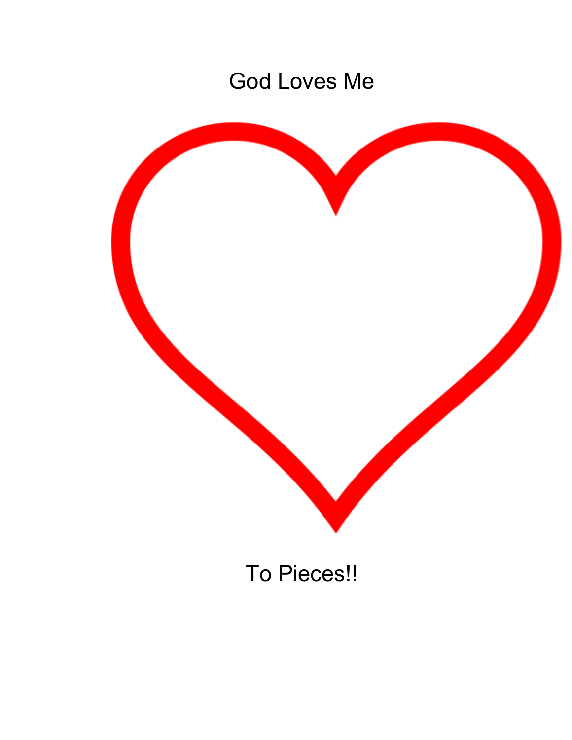God Loves Me

To Pieces!!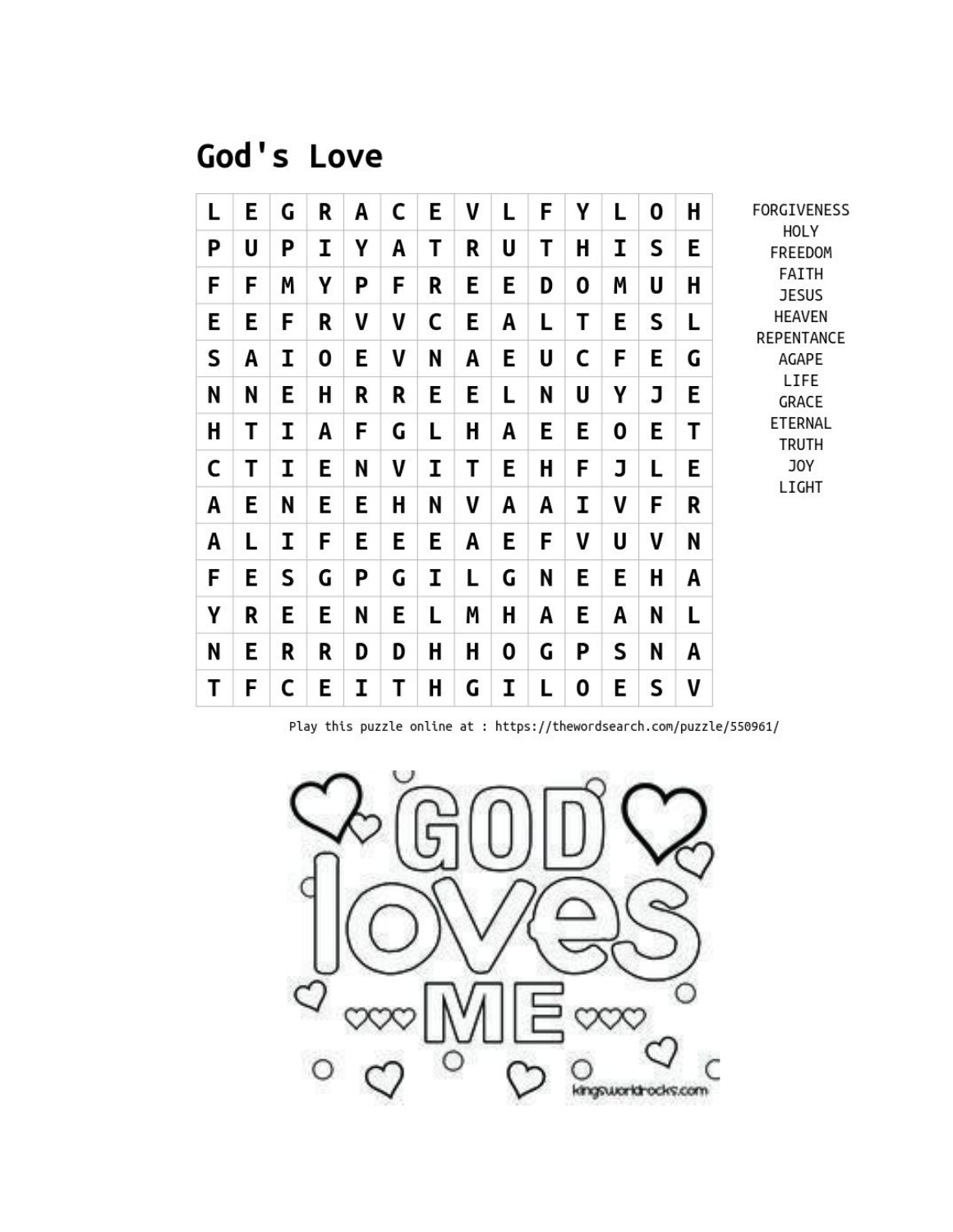# God's Love

| | | | | | | | | | | | | | |
|---|---|---|---|---|---|---|---|---|---|---|---|---|---|
| L | E | G | R | A | C | E | V | L | F | Y | L | O | H |
| P | U | P | I | Y | A | T | R | U | T | H | I | S | E |
| F | F | M | Y | P | F | R | E | E | D | O | M | U | H |
| E | E | F | R | V | V | C | E | A | L | T | E | S | L |
| S | A | I | O | E | V | N | A | E | U | C | F | E | G |
| N | N | E | H | R | R | E | E | L | N | U | Y | J | E |
| H | T | I | A | F | G | L | H | A | E | E | O | E | T |
| C | T | I | E | N | V | I | T | E | H | F | J | L | E |
| A | E | N | E | E | H | N | V | A | A | I | V | F | R |
| A | L | I | F | E | E | E | A | E | F | V | U | V | N |
| F | E | S | G | P | G | I | L | G | N | E | E | H | A |
| Y | R | E | E | N | E | L | M | H | A | E | A | N | L |
| N | E | R | R | D | D | H | H | O | G | P | S | N | A |
| T | F | C | E | I | T | H | G | I | L | O | E | S | V |

FORGIVENESS
HOLY
FREEDOM
FAITH
JESUS
HEAVEN
REPENTANCE
AGAPE
LIFE
GRACE
ETERNAL
TRUTH
JOY
LIGHT

Play this puzzle online at : https://thewordsearch.com/puzzle/550961/

GOD loves ME

kingsworldrocks.com